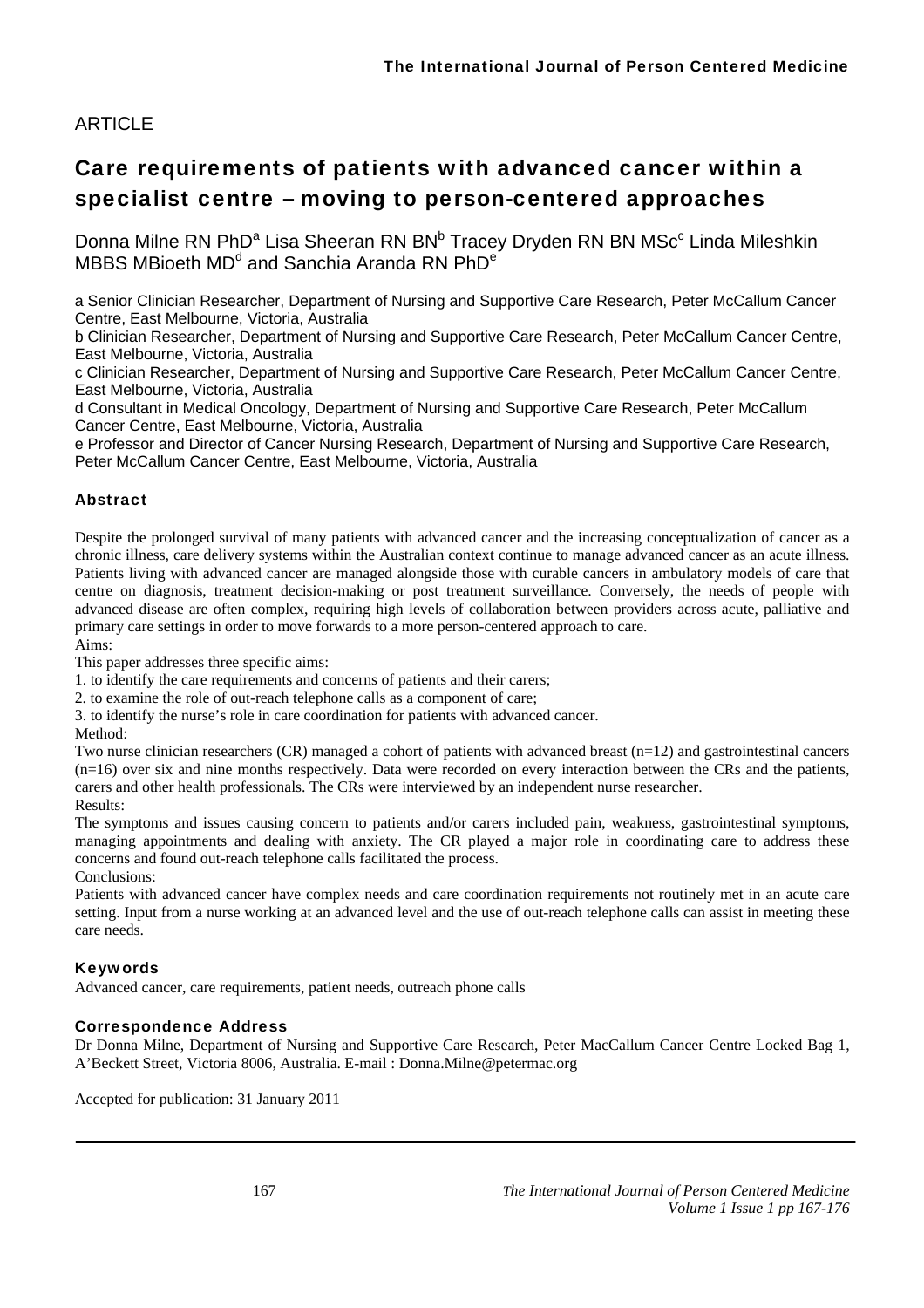ARTICLE

# Care requirements of patients with advanced cancer within a specialist centre – moving to person-centered approaches

Donna Milne RN PhD[a] Lisa Sheeran RN BN[b] Tracey Dryden RN BN MSc[c] Linda Mileshkin MBBS MBioeth MD[d] and Sanchia Aranda RN PhD[e]

a Senior Clinician Researcher, Department of Nursing and Supportive Care Research, Peter McCallum Cancer Centre, East Melbourne, Victoria, Australia
b Clinician Researcher, Department of Nursing and Supportive Care Research, Peter McCallum Cancer Centre, East Melbourne, Victoria, Australia
c Clinician Researcher, Department of Nursing and Supportive Care Research, Peter McCallum Cancer Centre, East Melbourne, Victoria, Australia
d Consultant in Medical Oncology, Department of Nursing and Supportive Care Research, Peter McCallum Cancer Centre, East Melbourne, Victoria, Australia
e Professor and Director of Cancer Nursing Research, Department of Nursing and Supportive Care Research, Peter McCallum Cancer Centre, East Melbourne, Victoria, Australia

## Abstract

Despite the prolonged survival of many patients with advanced cancer and the increasing conceptualization of cancer as a chronic illness, care delivery systems within the Australian context continue to manage advanced cancer as an acute illness. Patients living with advanced cancer are managed alongside those with curable cancers in ambulatory models of care that centre on diagnosis, treatment decision-making or post treatment surveillance. Conversely, the needs of people with advanced disease are often complex, requiring high levels of collaboration between providers across acute, palliative and primary care settings in order to move forwards to a more person-centered approach to care.

Aims:

This paper addresses three specific aims:

1. to identify the care requirements and concerns of patients and their carers;
2. to examine the role of out-reach telephone calls as a component of care;
3. to identify the nurse's role in care coordination for patients with advanced cancer.

Method:

Two nurse clinician researchers (CR) managed a cohort of patients with advanced breast (n=12) and gastrointestinal cancers (n=16) over six and nine months respectively. Data were recorded on every interaction between the CRs and the patients, carers and other health professionals. The CRs were interviewed by an independent nurse researcher.

Results:

The symptoms and issues causing concern to patients and/or carers included pain, weakness, gastrointestinal symptoms, managing appointments and dealing with anxiety. The CR played a major role in coordinating care to address these concerns and found out-reach telephone calls facilitated the process.

Conclusions:

Patients with advanced cancer have complex needs and care coordination requirements not routinely met in an acute care setting. Input from a nurse working at an advanced level and the use of out-reach telephone calls can assist in meeting these care needs.

## Keywords

Advanced cancer, care requirements, patient needs, outreach phone calls

## Correspondence Address

Dr Donna Milne, Department of Nursing and Supportive Care Research, Peter MacCallum Cancer Centre Locked Bag 1, A'Beckett Street, Victoria 8006, Australia. E-mail : Donna.Milne@petermac.org

Accepted for publication: 31 January 2011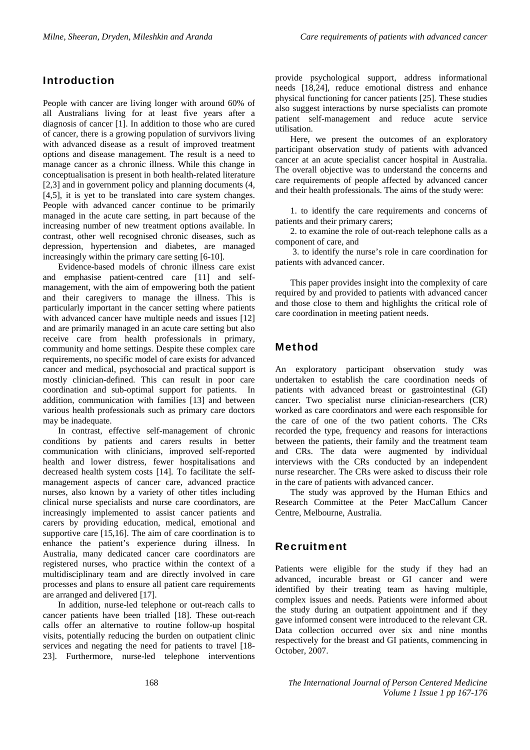## Introduction

People with cancer are living longer with around 60% of all Australians living for at least five years after a diagnosis of cancer [1]. In addition to those who are cured of cancer, there is a growing population of survivors living with advanced disease as a result of improved treatment options and disease management. The result is a need to manage cancer as a chronic illness. While this change in conceptualisation is present in both health-related literature [2,3] and in government policy and planning documents (4, [4,5], it is yet to be translated into care system changes. People with advanced cancer continue to be primarily managed in the acute care setting, in part because of the increasing number of new treatment options available. In contrast, other well recognised chronic diseases, such as depression, hypertension and diabetes, are managed increasingly within the primary care setting [6-10].

Evidence-based models of chronic illness care exist and emphasise patient-centred care [11] and self-management, with the aim of empowering both the patient and their caregivers to manage the illness. This is particularly important in the cancer setting where patients with advanced cancer have multiple needs and issues [12] and are primarily managed in an acute care setting but also receive care from health professionals in primary, community and home settings. Despite these complex care requirements, no specific model of care exists for advanced cancer and medical, psychosocial and practical support is mostly clinician-defined. This can result in poor care coordination and sub-optimal support for patients. In addition, communication with families [13] and between various health professionals such as primary care doctors may be inadequate.

In contrast, effective self-management of chronic conditions by patients and carers results in better communication with clinicians, improved self-reported health and lower distress, fewer hospitalisations and decreased health system costs [14]. To facilitate the self-management aspects of cancer care, advanced practice nurses, also known by a variety of other titles including clinical nurse specialists and nurse care coordinators, are increasingly implemented to assist cancer patients and carers by providing education, medical, emotional and supportive care [15,16]. The aim of care coordination is to enhance the patient's experience during illness. In Australia, many dedicated cancer care coordinators are registered nurses, who practice within the context of a multidisciplinary team and are directly involved in care processes and plans to ensure all patient care requirements are arranged and delivered [17].

In addition, nurse-led telephone or out-reach calls to cancer patients have been trialled [18]. These out-reach calls offer an alternative to routine follow-up hospital visits, potentially reducing the burden on outpatient clinic services and negating the need for patients to travel [18-23]. Furthermore, nurse-led telephone interventions provide psychological support, address informational needs [18,24], reduce emotional distress and enhance physical functioning for cancer patients [25]. These studies also suggest interactions by nurse specialists can promote patient self-management and reduce acute service utilisation.

Here, we present the outcomes of an exploratory participant observation study of patients with advanced cancer at an acute specialist cancer hospital in Australia. The overall objective was to understand the concerns and care requirements of people affected by advanced cancer and their health professionals. The aims of the study were:

1. to identify the care requirements and concerns of patients and their primary carers;
2. to examine the role of out-reach telephone calls as a component of care, and
3. to identify the nurse's role in care coordination for patients with advanced cancer.

This paper provides insight into the complexity of care required by and provided to patients with advanced cancer and those close to them and highlights the critical role of care coordination in meeting patient needs.

## Method

An exploratory participant observation study was undertaken to establish the care coordination needs of patients with advanced breast or gastrointestinal (GI) cancer. Two specialist nurse clinician-researchers (CR) worked as care coordinators and were each responsible for the care of one of the two patient cohorts. The CRs recorded the type, frequency and reasons for interactions between the patients, their family and the treatment team and CRs. The data were augmented by individual interviews with the CRs conducted by an independent nurse researcher. The CRs were asked to discuss their role in the care of patients with advanced cancer.

The study was approved by the Human Ethics and Research Committee at the Peter MacCallum Cancer Centre, Melbourne, Australia.

## Recruitment

Patients were eligible for the study if they had an advanced, incurable breast or GI cancer and were identified by their treating team as having multiple, complex issues and needs. Patients were informed about the study during an outpatient appointment and if they gave informed consent were introduced to the relevant CR. Data collection occurred over six and nine months respectively for the breast and GI patients, commencing in October, 2007.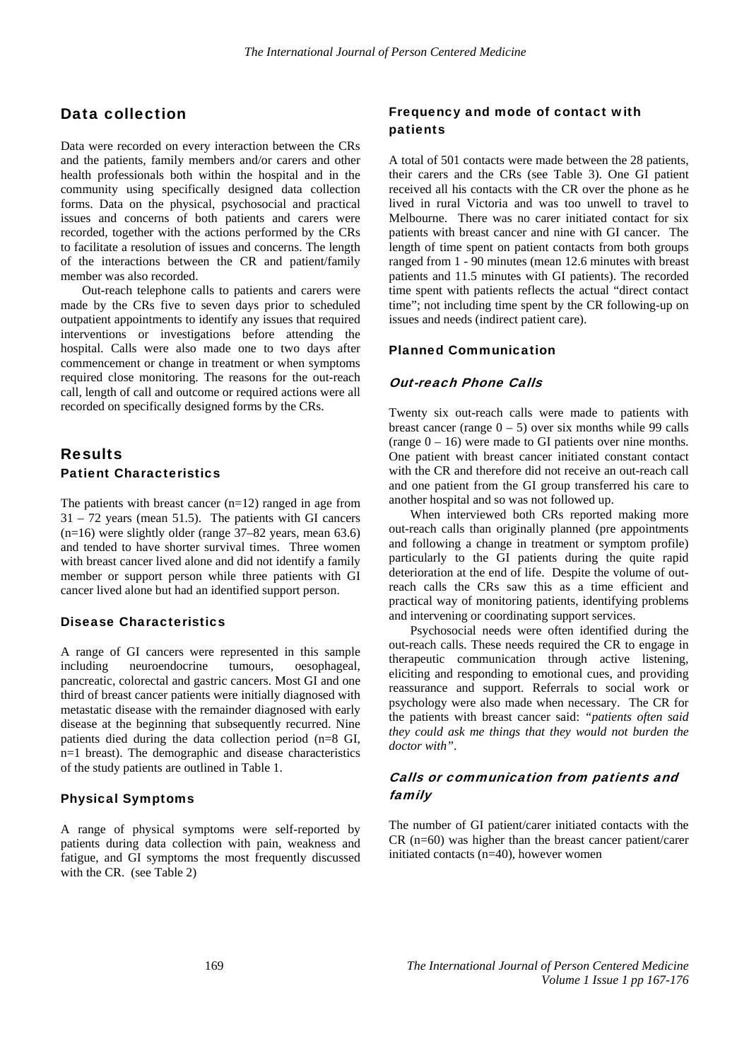## Data collection

Data were recorded on every interaction between the CRs and the patients, family members and/or carers and other health professionals both within the hospital and in the community using specifically designed data collection forms. Data on the physical, psychosocial and practical issues and concerns of both patients and carers were recorded, together with the actions performed by the CRs to facilitate a resolution of issues and concerns. The length of the interactions between the CR and patient/family member was also recorded.

Out-reach telephone calls to patients and carers were made by the CRs five to seven days prior to scheduled outpatient appointments to identify any issues that required interventions or investigations before attending the hospital. Calls were also made one to two days after commencement or change in treatment or when symptoms required close monitoring. The reasons for the out-reach call, length of call and outcome or required actions were all recorded on specifically designed forms by the CRs.

## Results

### Patient Characteristics

The patients with breast cancer (n=12) ranged in age from 31 – 72 years (mean 51.5). The patients with GI cancers (n=16) were slightly older (range 37–82 years, mean 63.6) and tended to have shorter survival times. Three women with breast cancer lived alone and did not identify a family member or support person while three patients with GI cancer lived alone but had an identified support person.

### Disease Characteristics

A range of GI cancers were represented in this sample including neuroendocrine tumours, oesophageal, pancreatic, colorectal and gastric cancers. Most GI and one third of breast cancer patients were initially diagnosed with metastatic disease with the remainder diagnosed with early disease at the beginning that subsequently recurred. Nine patients died during the data collection period (n=8 GI, n=1 breast). The demographic and disease characteristics of the study patients are outlined in Table 1.

### Physical Symptoms

A range of physical symptoms were self-reported by patients during data collection with pain, weakness and fatigue, and GI symptoms the most frequently discussed with the CR. (see Table 2)

### Frequency and mode of contact with patients

A total of 501 contacts were made between the 28 patients, their carers and the CRs (see Table 3). One GI patient received all his contacts with the CR over the phone as he lived in rural Victoria and was too unwell to travel to Melbourne. There was no carer initiated contact for six patients with breast cancer and nine with GI cancer. The length of time spent on patient contacts from both groups ranged from 1 - 90 minutes (mean 12.6 minutes with breast patients and 11.5 minutes with GI patients). The recorded time spent with patients reflects the actual "direct contact time"; not including time spent by the CR following-up on issues and needs (indirect patient care).

### Planned Communication

#### *Out-reach Phone Calls*

Twenty six out-reach calls were made to patients with breast cancer (range 0 – 5) over six months while 99 calls (range 0 – 16) were made to GI patients over nine months. One patient with breast cancer initiated constant contact with the CR and therefore did not receive an out-reach call and one patient from the GI group transferred his care to another hospital and so was not followed up.

When interviewed both CRs reported making more out-reach calls than originally planned (pre appointments and following a change in treatment or symptom profile) particularly to the GI patients during the quite rapid deterioration at the end of life. Despite the volume of out-reach calls the CRs saw this as a time efficient and practical way of monitoring patients, identifying problems and intervening or coordinating support services.

Psychosocial needs were often identified during the out-reach calls. These needs required the CR to engage in therapeutic communication through active listening, eliciting and responding to emotional cues, and providing reassurance and support. Referrals to social work or psychology were also made when necessary. The CR for the patients with breast cancer said: *"patients often said they could ask me things that they would not burden the doctor with"*.

#### *Calls or communication from patients and family*

The number of GI patient/carer initiated contacts with the CR (n=60) was higher than the breast cancer patient/carer initiated contacts (n=40), however women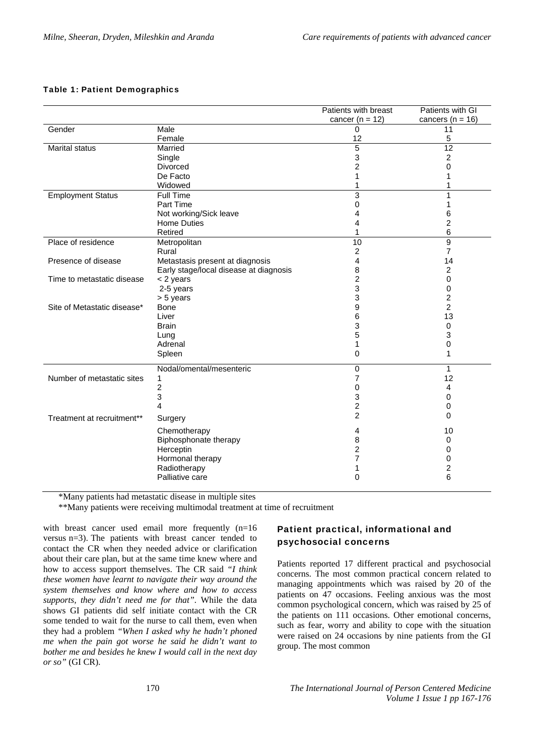**Table 1: Patient Demographics**

| | | Patients with breast cancer (n = 12) | Patients with GI cancers (n = 16) |
|---|---|---|---|
| Gender | Male | 0 | 11 |
| | Female | 12 | 5 |
| Marital status | Married | 5 | 12 |
| | Single | 3 | 2 |
| | Divorced | 2 | 0 |
| | De Facto | 1 | 1 |
| | Widowed | 1 | 1 |
| Employment Status | Full Time | 3 | 1 |
| | Part Time | 0 | 1 |
| | Not working/Sick leave | 4 | 6 |
| | Home Duties | 4 | 2 |
| | Retired | 1 | 6 |
| Place of residence | Metropolitan | 10 | 9 |
| | Rural | 2 | 7 |
| Presence of disease | Metastasis present at diagnosis | 4 | 14 |
| | Early stage/local disease at diagnosis | 8 | 2 |
| Time to metastatic disease | < 2 years | 2 | 0 |
| | 2-5 years | 3 | 0 |
| | > 5 years | 3 | 2 |
| Site of Metastatic disease* | Bone | 9 | 2 |
| | Liver | 6 | 13 |
| | Brain | 3 | 0 |
| | Lung | 5 | 3 |
| | Adrenal | 1 | 0 |
| | Spleen | 0 | 1 |
| | Nodal/omental/mesenteric | 0 | 1 |
| Number of metastatic sites | 1 | 7 | 12 |
| | 2 | 0 | 4 |
| | 3 | 3 | 0 |
| | 4 | 2 | 0 |
| Treatment at recruitment** | Surgery | 2 | 0 |
| | Chemotherapy | 4 | 10 |
| | Biphosphonate therapy | 8 | 0 |
| | Herceptin | 2 | 0 |
| | Hormonal therapy | 7 | 0 |
| | Radiotherapy | 1 | 2 |
| | Palliative care | 0 | 6 |

*Many patients had metastatic disease in multiple sites

**Many patients were receiving multimodal treatment at time of recruitment

with breast cancer used email more frequently (n=16 versus n=3). The patients with breast cancer tended to contact the CR when they needed advice or clarification about their care plan, but at the same time knew where and how to access support themselves. The CR said *"I think these women have learnt to navigate their way around the system themselves and know where and how to access supports, they didn't need me for that"*. While the data shows GI patients did self initiate contact with the CR some tended to wait for the nurse to call them, even when they had a problem *"When I asked why he hadn't phoned me when the pain got worse he said he didn't want to bother me and besides he knew I would call in the next day or so"* (GI CR).

## Patient practical, informational and psychosocial concerns

Patients reported 17 different practical and psychosocial concerns. The most common practical concern related to managing appointments which was raised by 20 of the patients on 47 occasions. Feeling anxious was the most common psychological concern, which was raised by 25 of the patients on 111 occasions. Other emotional concerns, such as fear, worry and ability to cope with the situation were raised on 24 occasions by nine patients from the GI group. The most common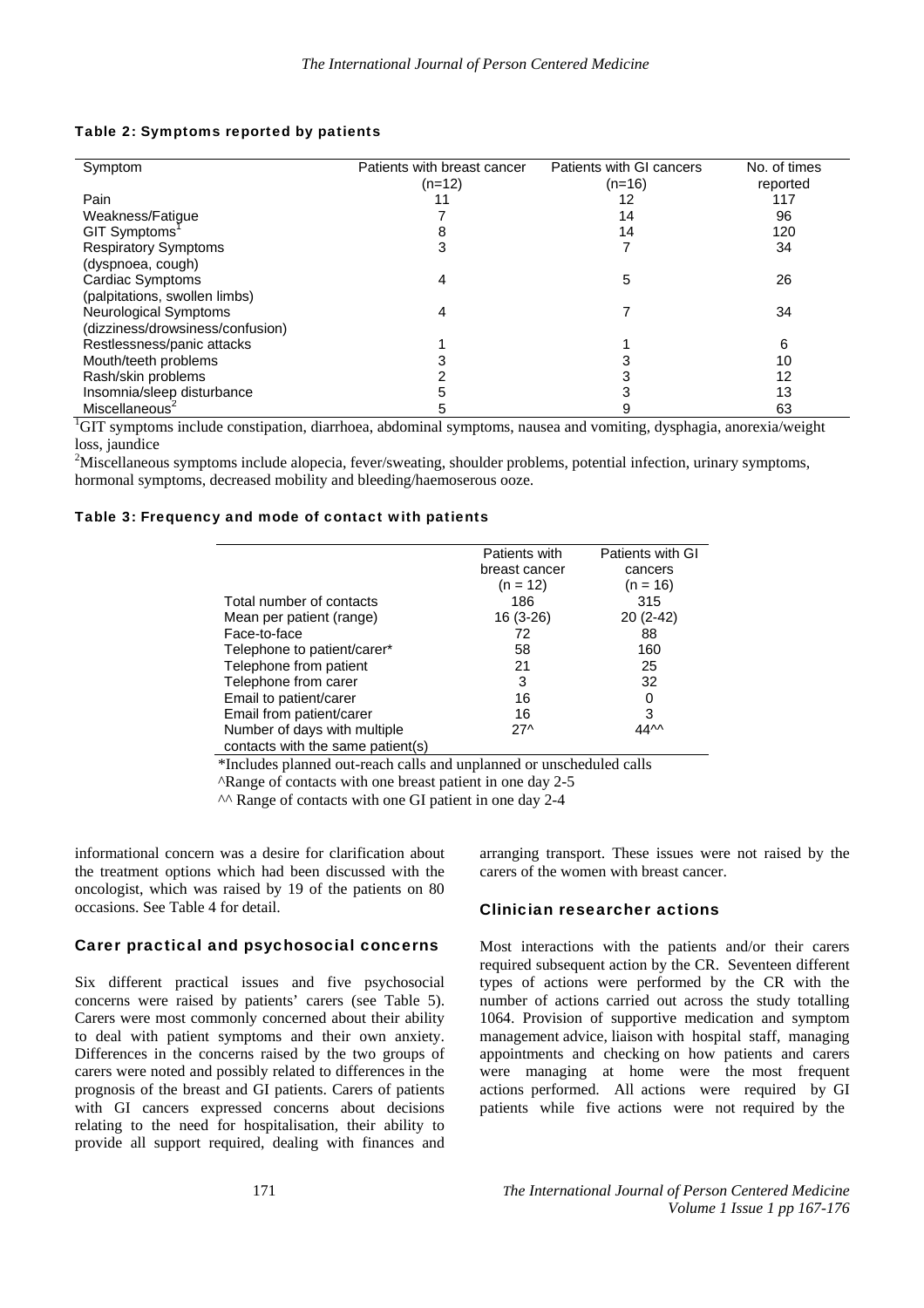**Table 2: Symptoms reported by patients**

| Symptom | Patients with breast cancer (n=12) | Patients with GI cancers (n=16) | No. of times reported |
|---|---|---|---|
| Pain | 11 | 12 | 117 |
| Weakness/Fatigue | 7 | 14 | 96 |
| GIT Symptoms[1] | 8 | 14 | 120 |
| Respiratory Symptoms (dyspnoea, cough) | 3 | 7 | 34 |
| Cardiac Symptoms (palpitations, swollen limbs) | 4 | 5 | 26 |
| Neurological Symptoms (dizziness/drowsiness/confusion) | 4 | 7 | 34 |
| Restlessness/panic attacks | 1 | 1 | 6 |
| Mouth/teeth problems | 3 | 3 | 10 |
| Rash/skin problems | 2 | 3 | 12 |
| Insomnia/sleep disturbance | 5 | 3 | 13 |
| Miscellaneous[2] | 5 | 9 | 63 |

[1]GIT symptoms include constipation, diarrhoea, abdominal symptoms, nausea and vomiting, dysphagia, anorexia/weight loss, jaundice

[2]Miscellaneous symptoms include alopecia, fever/sweating, shoulder problems, potential infection, urinary symptoms, hormonal symptoms, decreased mobility and bleeding/haemoserous ooze.

**Table 3: Frequency and mode of contact with patients**

| | Patients with breast cancer (n = 12) | Patients with GI cancers (n = 16) |
|---|---|---|
| Total number of contacts | 186 | 315 |
| Mean per patient (range) | 16 (3-26) | 20 (2-42) |
| Face-to-face | 72 | 88 |
| Telephone to patient/carer* | 58 | 160 |
| Telephone from patient | 21 | 25 |
| Telephone from carer | 3 | 32 |
| Email to patient/carer | 16 | 0 |
| Email from patient/carer | 16 | 3 |
| Number of days with multiple contacts with the same patient(s) | 27^ | 44^^ |

*Includes planned out-reach calls and unplanned or unscheduled calls

^Range of contacts with one breast patient in one day 2-5

^^ Range of contacts with one GI patient in one day 2-4

informational concern was a desire for clarification about the treatment options which had been discussed with the oncologist, which was raised by 19 of the patients on 80 occasions. See Table 4 for detail.

## Carer practical and psychosocial concerns

Six different practical issues and five psychosocial concerns were raised by patients' carers (see Table 5). Carers were most commonly concerned about their ability to deal with patient symptoms and their own anxiety. Differences in the concerns raised by the two groups of carers were noted and possibly related to differences in the prognosis of the breast and GI patients. Carers of patients with GI cancers expressed concerns about decisions relating to the need for hospitalisation, their ability to provide all support required, dealing with finances and arranging transport. These issues were not raised by the carers of the women with breast cancer.

## Clinician researcher actions

Most interactions with the patients and/or their carers required subsequent action by the CR. Seventeen different types of actions were performed by the CR with the number of actions carried out across the study totalling 1064. Provision of supportive medication and symptom management advice, liaison with hospital staff, managing appointments and checking on how patients and carers were managing at home were the most frequent actions performed. All actions were required by GI patients while five actions were not required by the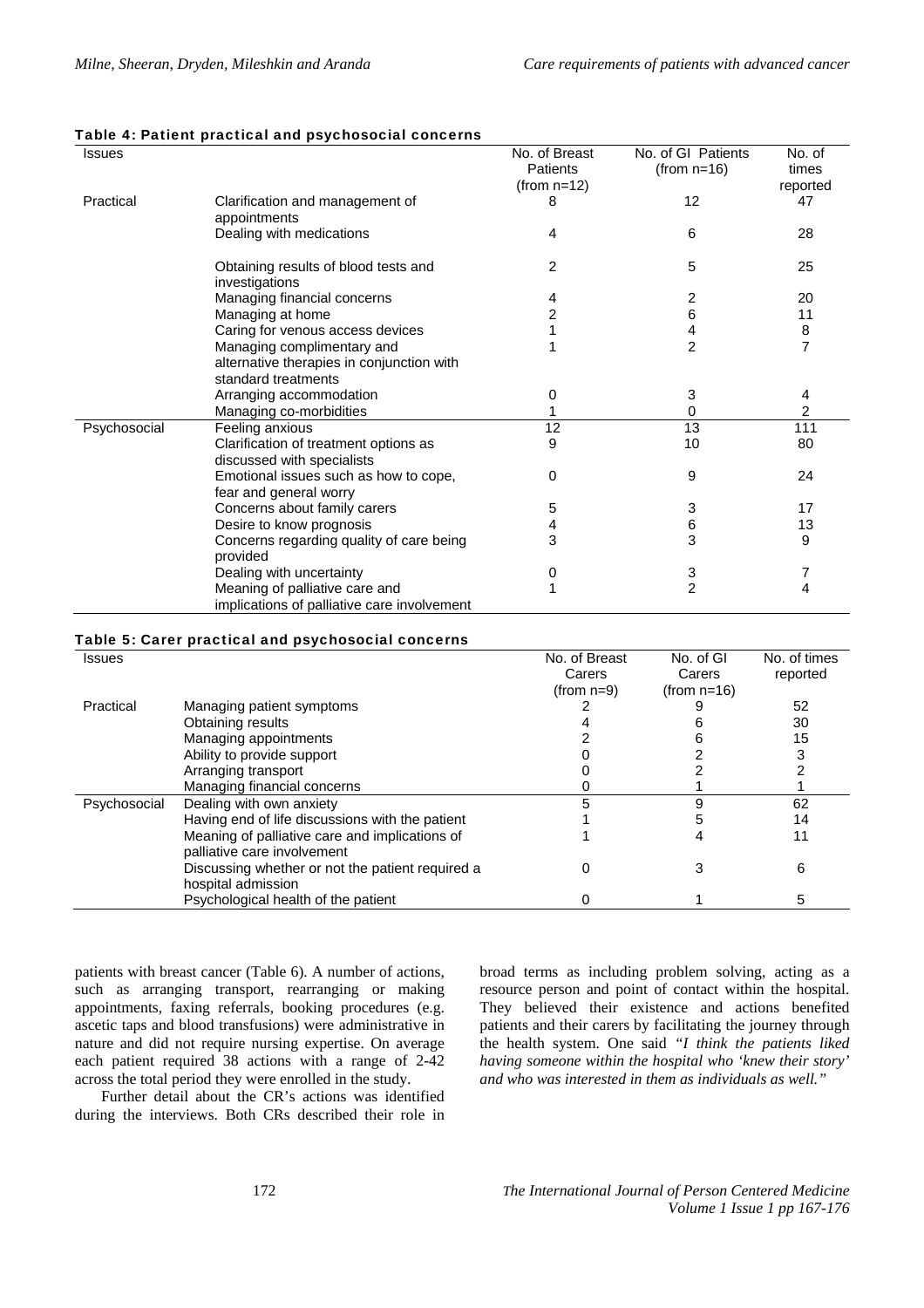**Table 4: Patient practical and psychosocial concerns**

| Issues | | No. of Breast Patients (from n=12) | No. of GI Patients (from n=16) | No. of times reported |
|---|---|---|---|---|
| Practical | Clarification and management of appointments | 8 | 12 | 47 |
| | Dealing with medications | 4 | 6 | 28 |
| | Obtaining results of blood tests and investigations | 2 | 5 | 25 |
| | Managing financial concerns | 4 | 2 | 20 |
| | Managing at home | 2 | 6 | 11 |
| | Caring for venous access devices | 1 | 4 | 8 |
| | Managing complimentary and alternative therapies in conjunction with standard treatments | 1 | 2 | 7 |
| | Arranging accommodation | 0 | 3 | 4 |
| | Managing co-morbidities | 1 | 0 | 2 |
| Psychosocial | Feeling anxious | 12 | 13 | 111 |
| | Clarification of treatment options as discussed with specialists | 9 | 10 | 80 |
| | Emotional issues such as how to cope, fear and general worry | 0 | 9 | 24 |
| | Concerns about family carers | 5 | 3 | 17 |
| | Desire to know prognosis | 4 | 6 | 13 |
| | Concerns regarding quality of care being provided | 3 | 3 | 9 |
| | Dealing with uncertainty | 0 | 3 | 7 |
| | Meaning of palliative care and implications of palliative care involvement | 1 | 2 | 4 |

**Table 5: Carer practical and psychosocial concerns**

| Issues | | No. of Breast Carers (from n=9) | No. of GI Carers (from n=16) | No. of times reported |
|---|---|---|---|---|
| Practical | Managing patient symptoms | 2 | 9 | 52 |
| | Obtaining results | 4 | 6 | 30 |
| | Managing appointments | 2 | 6 | 15 |
| | Ability to provide support | 0 | 2 | 3 |
| | Arranging transport | 0 | 2 | 2 |
| | Managing financial concerns | 0 | 1 | 1 |
| Psychosocial | Dealing with own anxiety | 5 | 9 | 62 |
| | Having end of life discussions with the patient | 1 | 5 | 14 |
| | Meaning of palliative care and implications of palliative care involvement | 1 | 4 | 11 |
| | Discussing whether or not the patient required a hospital admission | 0 | 3 | 6 |
| | Psychological health of the patient | 0 | 1 | 5 |

patients with breast cancer (Table 6). A number of actions, such as arranging transport, rearranging or making appointments, faxing referrals, booking procedures (e.g. ascetic taps and blood transfusions) were administrative in nature and did not require nursing expertise. On average each patient required 38 actions with a range of 2-42 across the total period they were enrolled in the study.

Further detail about the CR's actions was identified during the interviews. Both CRs described their role in broad terms as including problem solving, acting as a resource person and point of contact within the hospital. They believed their existence and actions benefited patients and their carers by facilitating the journey through the health system. One said *"I think the patients liked having someone within the hospital who 'knew their story' and who was interested in them as individuals as well."*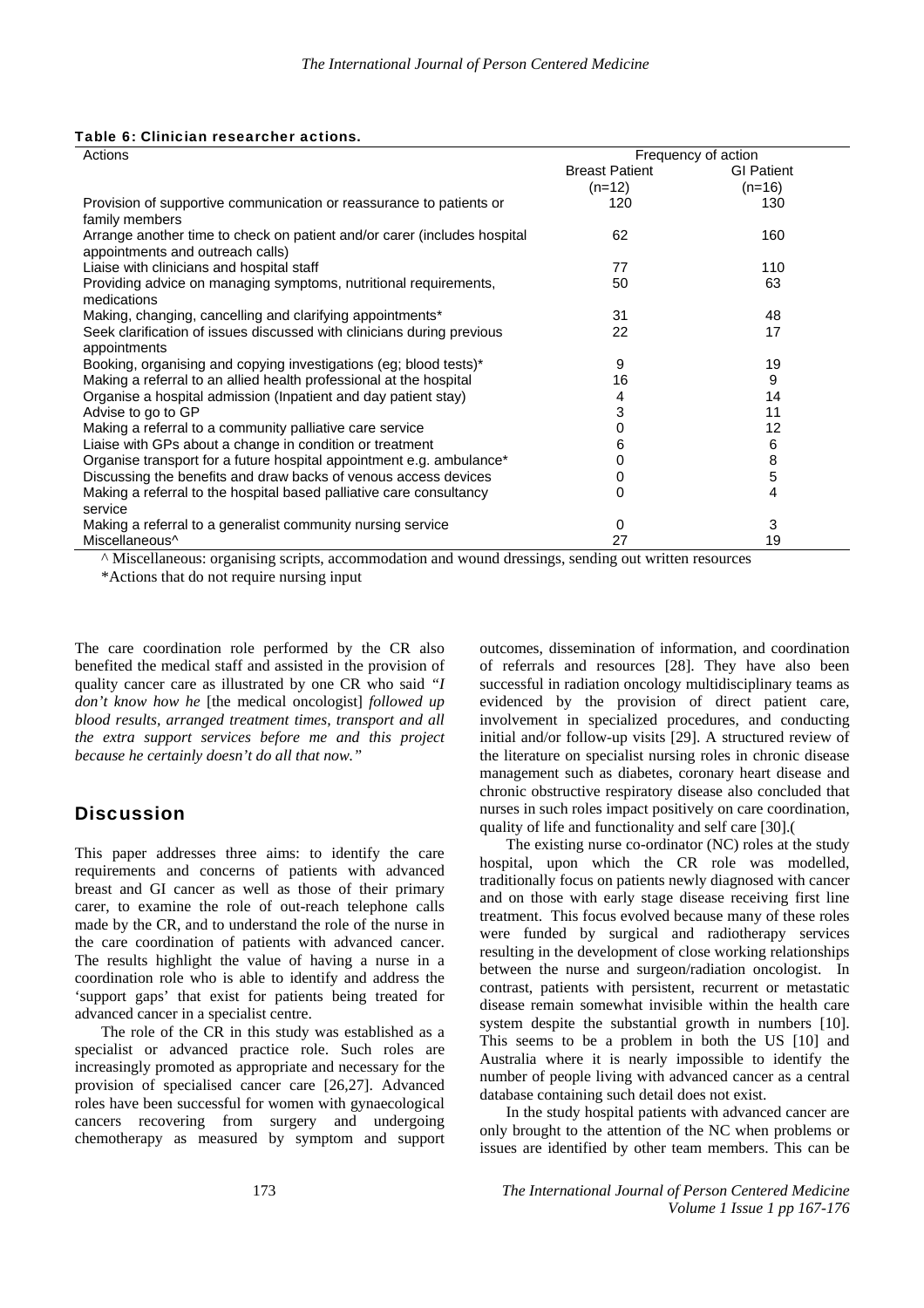**Table 6: Clinician researcher actions.**

| Actions | Frequency of action | |
|---|---|---|
| | Breast Patient (n=12) | GI Patient (n=16) |
| Provision of supportive communication or reassurance to patients or family members | 120 | 130 |
| Arrange another time to check on patient and/or carer (includes hospital appointments and outreach calls) | 62 | 160 |
| Liaise with clinicians and hospital staff | 77 | 110 |
| Providing advice on managing symptoms, nutritional requirements, medications | 50 | 63 |
| Making, changing, cancelling and clarifying appointments* | 31 | 48 |
| Seek clarification of issues discussed with clinicians during previous appointments | 22 | 17 |
| Booking, organising and copying investigations (eg; blood tests)* | 9 | 19 |
| Making a referral to an allied health professional at the hospital | 16 | 9 |
| Organise a hospital admission (Inpatient and day patient stay) | 4 | 14 |
| Advise to go to GP | 3 | 11 |
| Making a referral to a community palliative care service | 0 | 12 |
| Liaise with GPs about a change in condition or treatment | 6 | 6 |
| Organise transport for a future hospital appointment e.g. ambulance* | 0 | 8 |
| Discussing the benefits and draw backs of venous access devices | 0 | 5 |
| Making a referral to the hospital based palliative care consultancy service | 0 | 4 |
| Making a referral to a generalist community nursing service | 0 | 3 |
| Miscellaneous^ | 27 | 19 |

^ Miscellaneous: organising scripts, accommodation and wound dressings, sending out written resources

*Actions that do not require nursing input

The care coordination role performed by the CR also benefited the medical staff and assisted in the provision of quality cancer care as illustrated by one CR who said *"I don't know how he* [the medical oncologist] *followed up blood results, arranged treatment times, transport and all the extra support services before me and this project because he certainly doesn't do all that now."*

## Discussion

This paper addresses three aims: to identify the care requirements and concerns of patients with advanced breast and GI cancer as well as those of their primary carer, to examine the role of out-reach telephone calls made by the CR, and to understand the role of the nurse in the care coordination of patients with advanced cancer. The results highlight the value of having a nurse in a coordination role who is able to identify and address the 'support gaps' that exist for patients being treated for advanced cancer in a specialist centre.

The role of the CR in this study was established as a specialist or advanced practice role. Such roles are increasingly promoted as appropriate and necessary for the provision of specialised cancer care [26,27]. Advanced roles have been successful for women with gynaecological cancers recovering from surgery and undergoing chemotherapy as measured by symptom and support outcomes, dissemination of information, and coordination of referrals and resources [28]. They have also been successful in radiation oncology multidisciplinary teams as evidenced by the provision of direct patient care, involvement in specialized procedures, and conducting initial and/or follow-up visits [29]. A structured review of the literature on specialist nursing roles in chronic disease management such as diabetes, coronary heart disease and chronic obstructive respiratory disease also concluded that nurses in such roles impact positively on care coordination, quality of life and functionality and self care [30].(

The existing nurse co-ordinator (NC) roles at the study hospital, upon which the CR role was modelled, traditionally focus on patients newly diagnosed with cancer and on those with early stage disease receiving first line treatment. This focus evolved because many of these roles were funded by surgical and radiotherapy services resulting in the development of close working relationships between the nurse and surgeon/radiation oncologist. In contrast, patients with persistent, recurrent or metastatic disease remain somewhat invisible within the health care system despite the substantial growth in numbers [10]. This seems to be a problem in both the US [10] and Australia where it is nearly impossible to identify the number of people living with advanced cancer as a central database containing such detail does not exist.

In the study hospital patients with advanced cancer are only brought to the attention of the NC when problems or issues are identified by other team members. This can be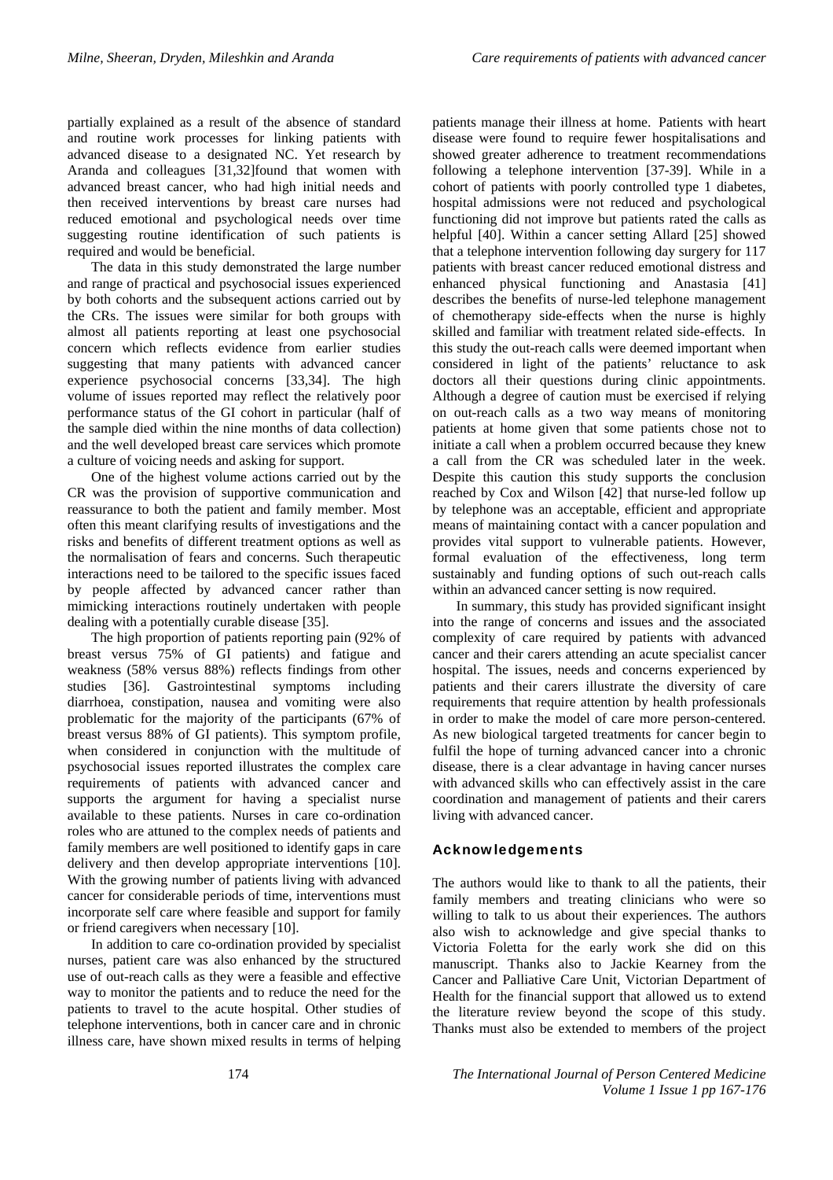partially explained as a result of the absence of standard and routine work processes for linking patients with advanced disease to a designated NC. Yet research by Aranda and colleagues [31,32]found that women with advanced breast cancer, who had high initial needs and then received interventions by breast care nurses had reduced emotional and psychological needs over time suggesting routine identification of such patients is required and would be beneficial.

The data in this study demonstrated the large number and range of practical and psychosocial issues experienced by both cohorts and the subsequent actions carried out by the CRs. The issues were similar for both groups with almost all patients reporting at least one psychosocial concern which reflects evidence from earlier studies suggesting that many patients with advanced cancer experience psychosocial concerns [33,34]. The high volume of issues reported may reflect the relatively poor performance status of the GI cohort in particular (half of the sample died within the nine months of data collection) and the well developed breast care services which promote a culture of voicing needs and asking for support.

One of the highest volume actions carried out by the CR was the provision of supportive communication and reassurance to both the patient and family member. Most often this meant clarifying results of investigations and the risks and benefits of different treatment options as well as the normalisation of fears and concerns. Such therapeutic interactions need to be tailored to the specific issues faced by people affected by advanced cancer rather than mimicking interactions routinely undertaken with people dealing with a potentially curable disease [35].

The high proportion of patients reporting pain (92% of breast versus 75% of GI patients) and fatigue and weakness (58% versus 88%) reflects findings from other studies [36]. Gastrointestinal symptoms including diarrhoea, constipation, nausea and vomiting were also problematic for the majority of the participants (67% of breast versus 88% of GI patients). This symptom profile, when considered in conjunction with the multitude of psychosocial issues reported illustrates the complex care requirements of patients with advanced cancer and supports the argument for having a specialist nurse available to these patients. Nurses in care co-ordination roles who are attuned to the complex needs of patients and family members are well positioned to identify gaps in care delivery and then develop appropriate interventions [10]. With the growing number of patients living with advanced cancer for considerable periods of time, interventions must incorporate self care where feasible and support for family or friend caregivers when necessary [10].

In addition to care co-ordination provided by specialist nurses, patient care was also enhanced by the structured use of out-reach calls as they were a feasible and effective way to monitor the patients and to reduce the need for the patients to travel to the acute hospital. Other studies of telephone interventions, both in cancer care and in chronic illness care, have shown mixed results in terms of helping patients manage their illness at home. Patients with heart disease were found to require fewer hospitalisations and showed greater adherence to treatment recommendations following a telephone intervention [37-39]. While in a cohort of patients with poorly controlled type 1 diabetes, hospital admissions were not reduced and psychological functioning did not improve but patients rated the calls as helpful [40]. Within a cancer setting Allard [25] showed that a telephone intervention following day surgery for 117 patients with breast cancer reduced emotional distress and enhanced physical functioning and Anastasia [41] describes the benefits of nurse-led telephone management of chemotherapy side-effects when the nurse is highly skilled and familiar with treatment related side-effects. In this study the out-reach calls were deemed important when considered in light of the patients' reluctance to ask doctors all their questions during clinic appointments. Although a degree of caution must be exercised if relying on out-reach calls as a two way means of monitoring patients at home given that some patients chose not to initiate a call when a problem occurred because they knew a call from the CR was scheduled later in the week. Despite this caution this study supports the conclusion reached by Cox and Wilson [42] that nurse-led follow up by telephone was an acceptable, efficient and appropriate means of maintaining contact with a cancer population and provides vital support to vulnerable patients. However, formal evaluation of the effectiveness, long term sustainably and funding options of such out-reach calls within an advanced cancer setting is now required.

In summary, this study has provided significant insight into the range of concerns and issues and the associated complexity of care required by patients with advanced cancer and their carers attending an acute specialist cancer hospital. The issues, needs and concerns experienced by patients and their carers illustrate the diversity of care requirements that require attention by health professionals in order to make the model of care more person-centered. As new biological targeted treatments for cancer begin to fulfil the hope of turning advanced cancer into a chronic disease, there is a clear advantage in having cancer nurses with advanced skills who can effectively assist in the care coordination and management of patients and their carers living with advanced cancer.

## Acknowledgements

The authors would like to thank to all the patients, their family members and treating clinicians who were so willing to talk to us about their experiences. The authors also wish to acknowledge and give special thanks to Victoria Foletta for the early work she did on this manuscript. Thanks also to Jackie Kearney from the Cancer and Palliative Care Unit, Victorian Department of Health for the financial support that allowed us to extend the literature review beyond the scope of this study. Thanks must also be extended to members of the project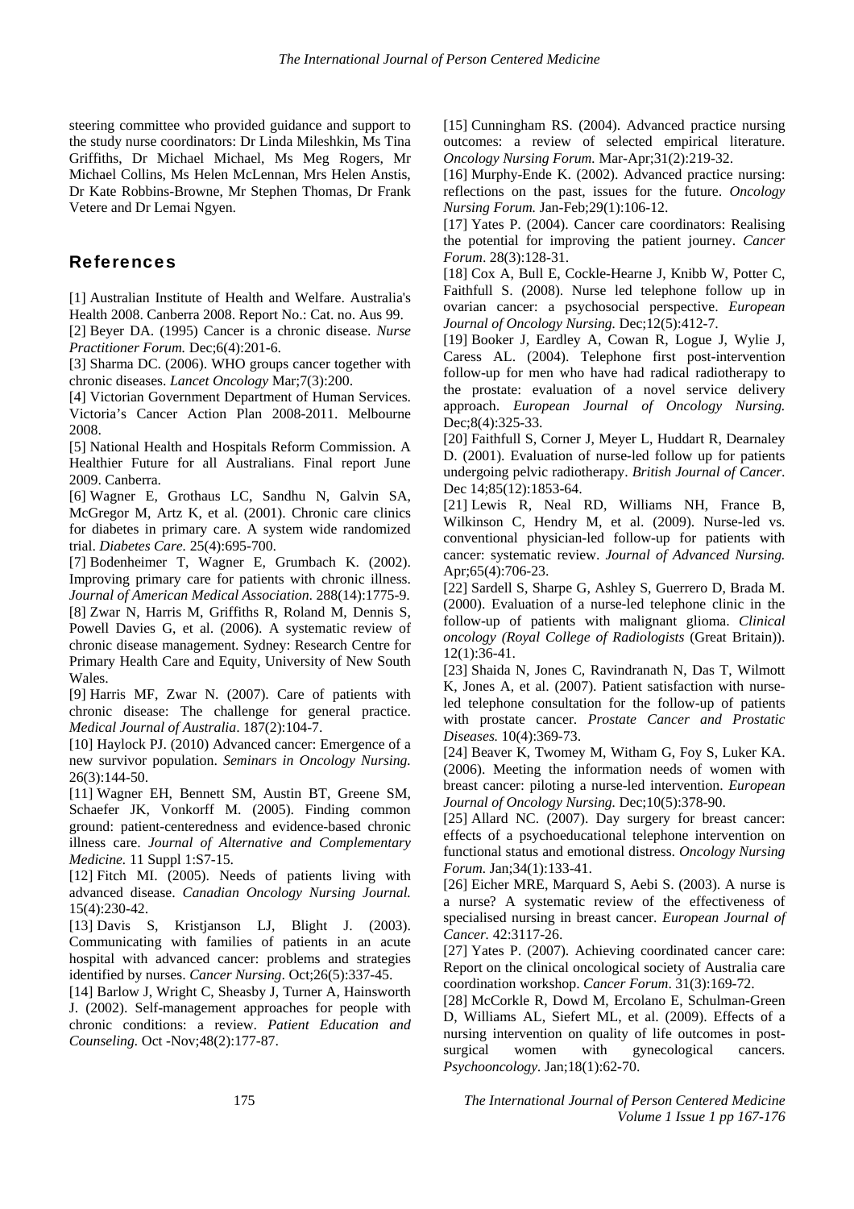steering committee who provided guidance and support to the study nurse coordinators: Dr Linda Mileshkin, Ms Tina Griffiths, Dr Michael Michael, Ms Meg Rogers, Mr Michael Collins, Ms Helen McLennan, Mrs Helen Anstis, Dr Kate Robbins-Browne, Mr Stephen Thomas, Dr Frank Vetere and Dr Lemai Ngyen.

## References

[1] Australian Institute of Health and Welfare. Australia's Health 2008. Canberra 2008. Report No.: Cat. no. Aus 99.

[2] Beyer DA. (1995) Cancer is a chronic disease. *Nurse Practitioner Forum.* Dec;6(4):201-6.

[3] Sharma DC. (2006). WHO groups cancer together with chronic diseases. *Lancet Oncology* Mar;7(3):200.

[4] Victorian Government Department of Human Services. Victoria's Cancer Action Plan 2008-2011. Melbourne 2008.

[5] National Health and Hospitals Reform Commission. A Healthier Future for all Australians. Final report June 2009. Canberra.

[6] Wagner E, Grothaus LC, Sandhu N, Galvin SA, McGregor M, Artz K, et al. (2001). Chronic care clinics for diabetes in primary care. A system wide randomized trial. *Diabetes Care.* 25(4):695-700.

[7] Bodenheimer T, Wagner E, Grumbach K. (2002). Improving primary care for patients with chronic illness. *Journal of American Medical Association.* 288(14):1775-9.

[8] Zwar N, Harris M, Griffiths R, Roland M, Dennis S, Powell Davies G, et al. (2006). A systematic review of chronic disease management. Sydney: Research Centre for Primary Health Care and Equity, University of New South Wales.

[9] Harris MF, Zwar N. (2007). Care of patients with chronic disease: The challenge for general practice. *Medical Journal of Australia*. 187(2):104-7.

[10] Haylock PJ. (2010) Advanced cancer: Emergence of a new survivor population. *Seminars in Oncology Nursing.* 26(3):144-50.

[11] Wagner EH, Bennett SM, Austin BT, Greene SM, Schaefer JK, Vonkorff M. (2005). Finding common ground: patient-centeredness and evidence-based chronic illness care. *Journal of Alternative and Complementary Medicine.* 11 Suppl 1:S7-15.

[12] Fitch MI. (2005). Needs of patients living with advanced disease. *Canadian Oncology Nursing Journal.* 15(4):230-42.

[13] Davis S, Kristjanson LJ, Blight J. (2003). Communicating with families of patients in an acute hospital with advanced cancer: problems and strategies identified by nurses. *Cancer Nursing*. Oct;26(5):337-45.

[14] Barlow J, Wright C, Sheasby J, Turner A, Hainsworth J. (2002). Self-management approaches for people with chronic conditions: a review. *Patient Education and Counseling.* Oct -Nov;48(2):177-87.

[15] Cunningham RS. (2004). Advanced practice nursing outcomes: a review of selected empirical literature. *Oncology Nursing Forum.* Mar-Apr;31(2):219-32.

[16] Murphy-Ende K. (2002). Advanced practice nursing: reflections on the past, issues for the future. *Oncology Nursing Forum.* Jan-Feb;29(1):106-12.

[17] Yates P. (2004). Cancer care coordinators: Realising the potential for improving the patient journey. *Cancer Forum*. 28(3):128-31.

[18] Cox A, Bull E, Cockle-Hearne J, Knibb W, Potter C, Faithfull S. (2008). Nurse led telephone follow up in ovarian cancer: a psychosocial perspective. *European Journal of Oncology Nursing.* Dec;12(5):412-7.

[19] Booker J, Eardley A, Cowan R, Logue J, Wylie J, Caress AL. (2004). Telephone first post-intervention follow-up for men who have had radical radiotherapy to the prostate: evaluation of a novel service delivery approach. *European Journal of Oncology Nursing.* Dec;8(4):325-33.

[20] Faithfull S, Corner J, Meyer L, Huddart R, Dearnaley D. (2001). Evaluation of nurse-led follow up for patients undergoing pelvic radiotherapy. *British Journal of Cancer*. Dec 14;85(12):1853-64.

[21] Lewis R, Neal RD, Williams NH, France B, Wilkinson C, Hendry M, et al. (2009). Nurse-led vs. conventional physician-led follow-up for patients with cancer: systematic review. *Journal of Advanced Nursing.* Apr;65(4):706-23.

[22] Sardell S, Sharpe G, Ashley S, Guerrero D, Brada M. (2000). Evaluation of a nurse-led telephone clinic in the follow-up of patients with malignant glioma. *Clinical oncology (Royal College of Radiologists* (Great Britain)). 12(1):36-41.

[23] Shaida N, Jones C, Ravindranath N, Das T, Wilmott K, Jones A, et al. (2007). Patient satisfaction with nurse-led telephone consultation for the follow-up of patients with prostate cancer. *Prostate Cancer and Prostatic Diseases.* 10(4):369-73.

[24] Beaver K, Twomey M, Witham G, Foy S, Luker KA. (2006). Meeting the information needs of women with breast cancer: piloting a nurse-led intervention. *European Journal of Oncology Nursing.* Dec;10(5):378-90.

[25] Allard NC. (2007). Day surgery for breast cancer: effects of a psychoeducational telephone intervention on functional status and emotional distress. *Oncology Nursing Forum.* Jan;34(1):133-41.

[26] Eicher MRE, Marquard S, Aebi S. (2003). A nurse is a nurse? A systematic review of the effectiveness of specialised nursing in breast cancer. *European Journal of Cancer.* 42:3117-26.

[27] Yates P. (2007). Achieving coordinated cancer care: Report on the clinical oncological society of Australia care coordination workshop. *Cancer Forum*. 31(3):169-72.

[28] McCorkle R, Dowd M, Ercolano E, Schulman-Green D, Williams AL, Siefert ML, et al. (2009). Effects of a nursing intervention on quality of life outcomes in post-surgical women with gynecological cancers. *Psychooncology*. Jan;18(1):62-70.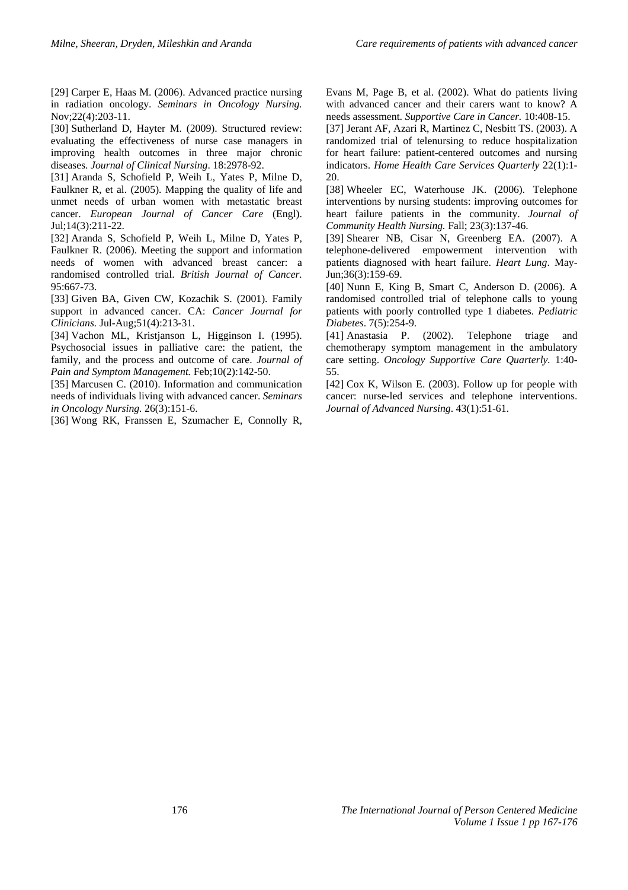[29] Carper E, Haas M. (2006). Advanced practice nursing in radiation oncology. *Seminars in Oncology Nursing.* Nov;22(4):203-11.

[30] Sutherland D, Hayter M. (2009). Structured review: evaluating the effectiveness of nurse case managers in improving health outcomes in three major chronic diseases. *Journal of Clinical Nursing*. 18:2978-92.

[31] Aranda S, Schofield P, Weih L, Yates P, Milne D, Faulkner R, et al. (2005). Mapping the quality of life and unmet needs of urban women with metastatic breast cancer. *European Journal of Cancer Care* (Engl). Jul;14(3):211-22.

[32] Aranda S, Schofield P, Weih L, Milne D, Yates P, Faulkner R. (2006). Meeting the support and information needs of women with advanced breast cancer: a randomised controlled trial. *British Journal of Cancer.* 95:667-73.

[33] Given BA, Given CW, Kozachik S. (2001). Family support in advanced cancer. CA: *Cancer Journal for Clinicians.* Jul-Aug;51(4):213-31.

[34] Vachon ML, Kristjanson L, Higginson I. (1995). Psychosocial issues in palliative care: the patient, the family, and the process and outcome of care. *Journal of Pain and Symptom Management.* Feb;10(2):142-50.

[35] Marcusen C. (2010). Information and communication needs of individuals living with advanced cancer. *Seminars in Oncology Nursing.* 26(3):151-6.

[36] Wong RK, Franssen E, Szumacher E, Connolly R, Evans M, Page B, et al. (2002). What do patients living with advanced cancer and their carers want to know? A needs assessment. *Supportive Care in Cancer.* 10:408-15.

[37] Jerant AF, Azari R, Martinez C, Nesbitt TS. (2003). A randomized trial of telenursing to reduce hospitalization for heart failure: patient-centered outcomes and nursing indicators. *Home Health Care Services Quarterly* 22(1):1-20.

[38] Wheeler EC, Waterhouse JK. (2006). Telephone interventions by nursing students: improving outcomes for heart failure patients in the community. *Journal of Community Health Nursing.* Fall; 23(3):137-46.

[39] Shearer NB, Cisar N, Greenberg EA. (2007). A telephone-delivered empowerment intervention with patients diagnosed with heart failure. *Heart Lung*. May-Jun;36(3):159-69.

[40] Nunn E, King B, Smart C, Anderson D. (2006). A randomised controlled trial of telephone calls to young patients with poorly controlled type 1 diabetes. *Pediatric Diabetes*. 7(5):254-9.

[41] Anastasia P. (2002). Telephone triage and chemotherapy symptom management in the ambulatory care setting. *Oncology Supportive Care Quarterly.* 1:40-55.

[42] Cox K, Wilson E. (2003). Follow up for people with cancer: nurse-led services and telephone interventions. *Journal of Advanced Nursing*. 43(1):51-61.